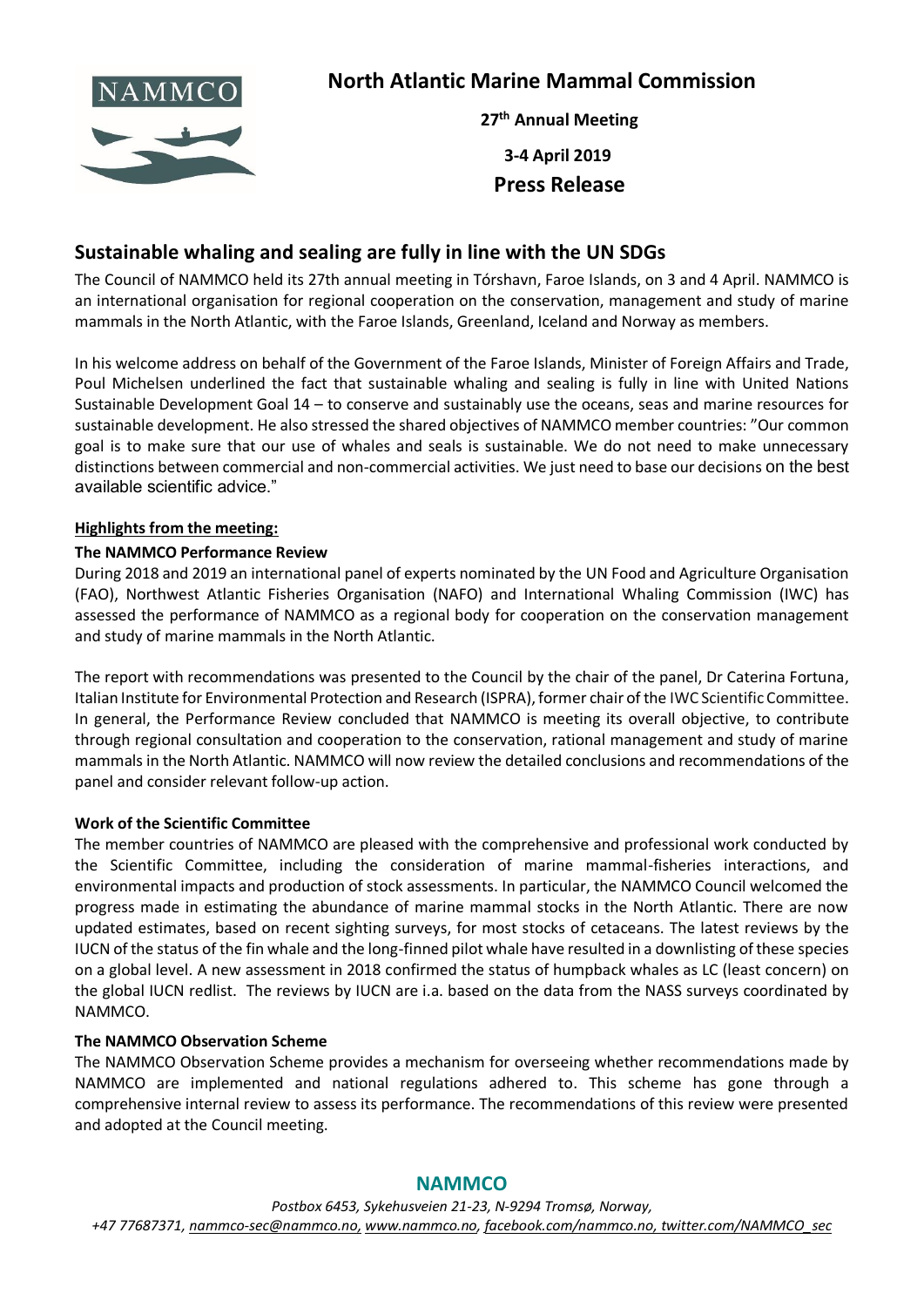# North Atlantic Marine Mammal Commission

**27th Annual Meeting**

**3-4 April 2019**

**Press Release**

## Sustainable whaling and sealing are fully in line with the UN SDGs

The Council of NAMMCO held its 27th annual meeting in Tórshavn, Faroe Islands, on 3 and 4 April. NAMMCO is an international organisation for regional cooperation on the conservation, management and study of marine mammals in the North Atlantic, with the Faroe Islands, Greenland, Iceland and Norway as members.

In his welcome address on behalf of the Government of the Faroe Islands, Minister of Foreign Affairs and Trade, Poul Michelsen underlined the fact that sustainable whaling and sealing is fully in line with United Nations Sustainable Development Goal 14 – to conserve and sustainably use the oceans, seas and marine resources for sustainable development. He also stressed the shared objectives of NAMMCO member countries: "Our common goal is to make sure that our use of whales and seals is sustainable. We do not need to make unnecessary distinctions between commercial and non-commercial activities. We just need to base our decisions on the best available scientific advice."

**Highlights from the meeting:**

### The NAMMCO Performance Review

During 2018 and 2019 an international panel of experts nominated by the UN Food and Agriculture Organisation (FAO), Northwest Atlantic Fisheries Organisation (NAFO) and International Whaling Commission (IWC) has assessed the performance of NAMMCO as a regional body for cooperation on the conservation management and study of marine mammals in the North Atlantic.

The report with recommendations was presented to the Council by the chair of the panel, Dr Caterina Fortuna, Italian Institute for Environmental Protection and Research (ISPRA), former chair of the IWC Scientific Committee. In general, the Performance Review concluded that NAMMCO is meeting its overall objective, to contribute through regional consultation and cooperation to the conservation, rational management and study of marine mammals in the North Atlantic. NAMMCO will now review the detailed conclusions and recommendations of the panel and consider relevant follow-up action.

### Work of the Scientific Committee

The member countries of NAMMCO are pleased with the comprehensive and professional work conducted by the Scientific Committee, including the consideration of marine mammal-fisheries interactions, and environmental impacts and production of stock assessments. In particular, the NAMMCO Council welcomed the progress made in estimating the abundance of marine mammal stocks in the North Atlantic. There are now updated estimates, based on recent sighting surveys, for most stocks of cetaceans. The latest reviews by the IUCN of the status of the fin whale and the long-finned pilot whale have resulted in a downlisting of these species on a global level. A new assessment in 2018 confirmed the status of humpback whales as LC (least concern) on the global IUCN redlist. The reviews by IUCN are i.a. based on the data from the NASS surveys coordinated by NAMMCO.

### The NAMMCO Observation Scheme

The NAMMCO Observation Scheme provides a mechanism for overseeing whether recommendations made by NAMMCO are implemented and national regulations adhered to. This scheme has gone through a comprehensive internal review to assess its performance. The recommendations of this review were presented and adopted at the Council meeting.

**NAMMCO**

*Postbox 6453, Sykehusveien 21-23, N-9294 Tromsø, Norway,*
*+47 77687371, nammco-sec@nammco.no, www.nammco.no, facebook.com/nammco.no, twitter.com/NAMMCO_sec*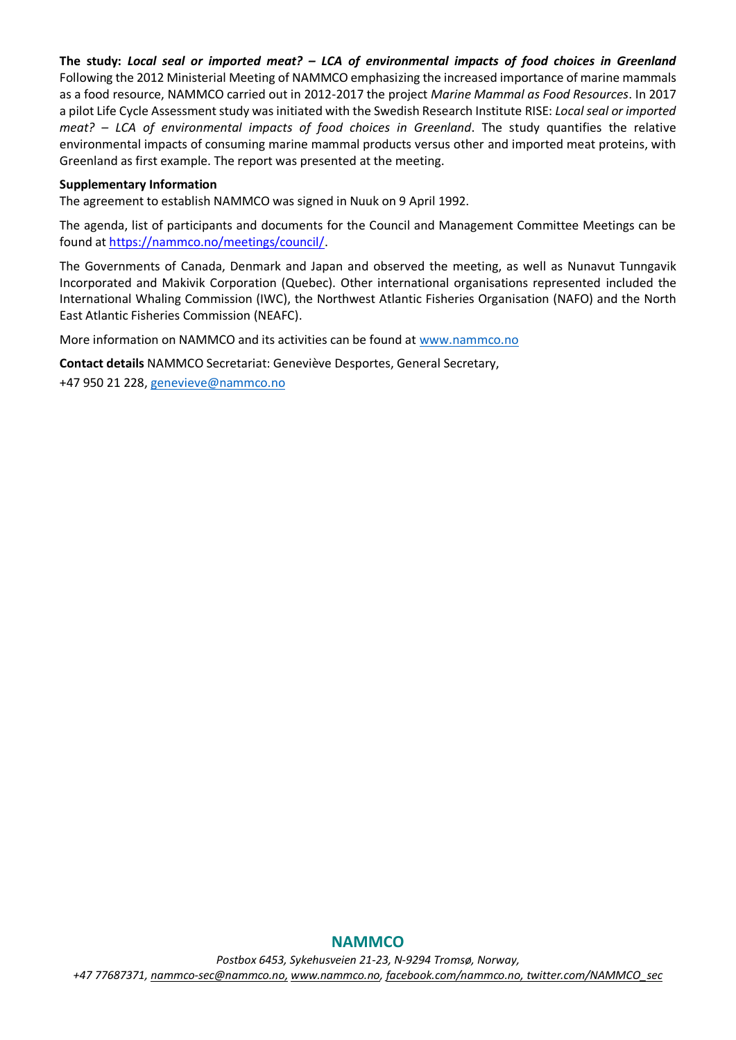**The study:** ***Local seal or imported meat? – LCA of environmental impacts of food choices in Greenland***
Following the 2012 Ministerial Meeting of NAMMCO emphasizing the increased importance of marine mammals as a food resource, NAMMCO carried out in 2012-2017 the project *Marine Mammal as Food Resources*. In 2017 a pilot Life Cycle Assessment study was initiated with the Swedish Research Institute RISE: *Local seal or imported meat? – LCA of environmental impacts of food choices in Greenland*. The study quantifies the relative environmental impacts of consuming marine mammal products versus other and imported meat proteins, with Greenland as first example. The report was presented at the meeting.

**Supplementary Information**

The agreement to establish NAMMCO was signed in Nuuk on 9 April 1992.

The agenda, list of participants and documents for the Council and Management Committee Meetings can be found at https://nammco.no/meetings/council/.

The Governments of Canada, Denmark and Japan and observed the meeting, as well as Nunavut Tunngavik Incorporated and Makivik Corporation (Quebec). Other international organisations represented included the International Whaling Commission (IWC), the Northwest Atlantic Fisheries Organisation (NAFO) and the North East Atlantic Fisheries Commission (NEAFC).

More information on NAMMCO and its activities can be found at www.nammco.no

**Contact details** NAMMCO Secretariat: Geneviève Desportes, General Secretary,

+47 950 21 228, genevieve@nammco.no

**NAMMCO**

*Postbox 6453, Sykehusveien 21-23, N-9294 Tromsø, Norway,*
*+47 77687371, nammco-sec@nammco.no, www.nammco.no, facebook.com/nammco.no, twitter.com/NAMMCO_sec*